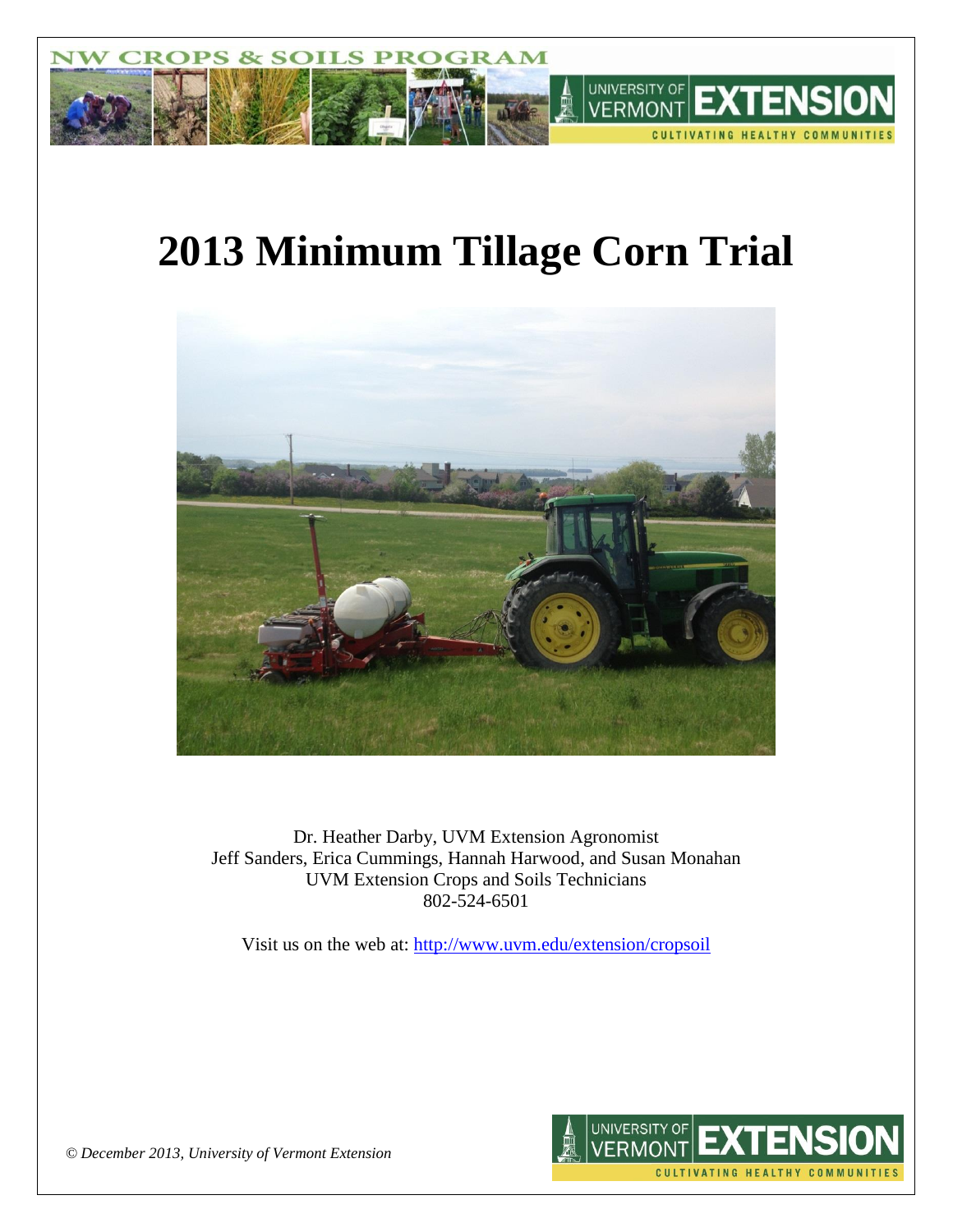# 2013 Minimum Tillage Corn Trial

Dr. Heather Darby, UVM Extension Agronomist
Jeff Sanders, Erica Cummings, Hannah Harwood, and Susan Monahan
UVM Extension Crops and Soils Technicians
802-524-6501

Visit us on the web at: http://www.uvm.edu/extension/cropsoil

*© December 2013, University of Vermont Extension*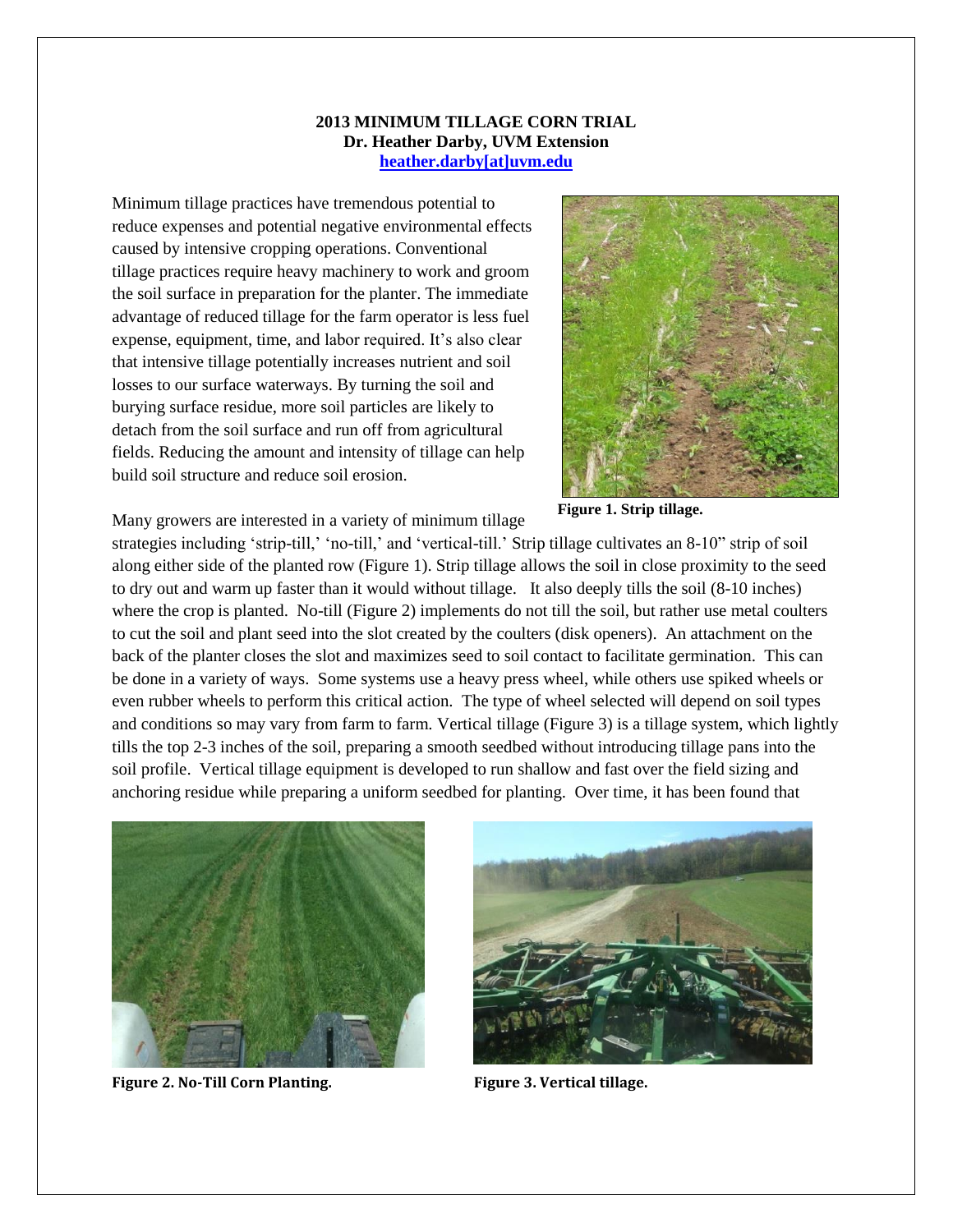**2013 MINIMUM TILLAGE CORN TRIAL**
**Dr. Heather Darby, UVM Extension**
**heather.darby[at]uvm.edu**

Minimum tillage practices have tremendous potential to reduce expenses and potential negative environmental effects caused by intensive cropping operations. Conventional tillage practices require heavy machinery to work and groom the soil surface in preparation for the planter. The immediate advantage of reduced tillage for the farm operator is less fuel expense, equipment, time, and labor required. It's also clear that intensive tillage potentially increases nutrient and soil losses to our surface waterways. By turning the soil and burying surface residue, more soil particles are likely to detach from the soil surface and run off from agricultural fields. Reducing the amount and intensity of tillage can help build soil structure and reduce soil erosion.

**Figure 1. Strip tillage.**

Many growers are interested in a variety of minimum tillage strategies including 'strip-till,' 'no-till,' and 'vertical-till.' Strip tillage cultivates an 8-10" strip of soil along either side of the planted row (Figure 1). Strip tillage allows the soil in close proximity to the seed to dry out and warm up faster than it would without tillage. It also deeply tills the soil (8-10 inches) where the crop is planted. No-till (Figure 2) implements do not till the soil, but rather use metal coulters to cut the soil and plant seed into the slot created by the coulters (disk openers). An attachment on the back of the planter closes the slot and maximizes seed to soil contact to facilitate germination. This can be done in a variety of ways. Some systems use a heavy press wheel, while others use spiked wheels or even rubber wheels to perform this critical action. The type of wheel selected will depend on soil types and conditions so may vary from farm to farm. Vertical tillage (Figure 3) is a tillage system, which lightly tills the top 2-3 inches of the soil, preparing a smooth seedbed without introducing tillage pans into the soil profile. Vertical tillage equipment is developed to run shallow and fast over the field sizing and anchoring residue while preparing a uniform seedbed for planting. Over time, it has been found that

**Figure 2. No-Till Corn Planting.**

**Figure 3. Vertical tillage.**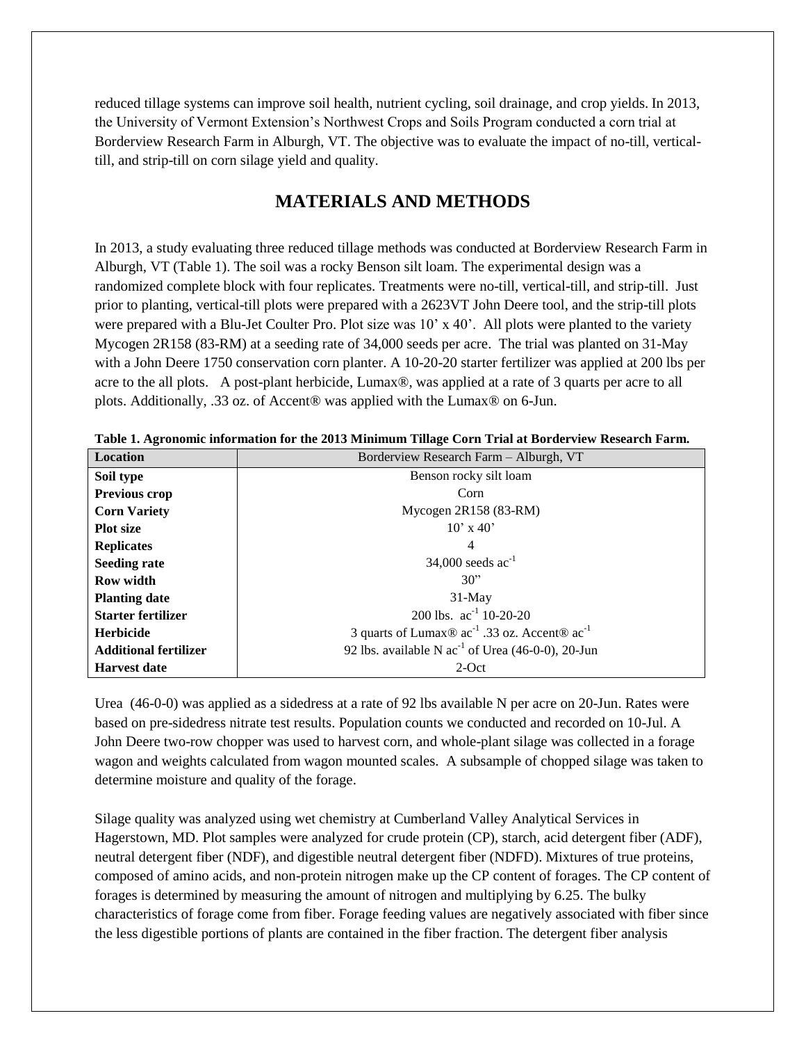reduced tillage systems can improve soil health, nutrient cycling, soil drainage, and crop yields. In 2013, the University of Vermont Extension's Northwest Crops and Soils Program conducted a corn trial at Borderview Research Farm in Alburgh, VT. The objective was to evaluate the impact of no-till, vertical-till, and strip-till on corn silage yield and quality.

## MATERIALS AND METHODS

In 2013, a study evaluating three reduced tillage methods was conducted at Borderview Research Farm in Alburgh, VT (Table 1). The soil was a rocky Benson silt loam. The experimental design was a randomized complete block with four replicates. Treatments were no-till, vertical-till, and strip-till. Just prior to planting, vertical-till plots were prepared with a 2623VT John Deere tool, and the strip-till plots were prepared with a Blu-Jet Coulter Pro. Plot size was 10' x 40'. All plots were planted to the variety Mycogen 2R158 (83-RM) at a seeding rate of 34,000 seeds per acre. The trial was planted on 31-May with a John Deere 1750 conservation corn planter. A 10-20-20 starter fertilizer was applied at 200 lbs per acre to the all plots. A post-plant herbicide, Lumax®, was applied at a rate of 3 quarts per acre to all plots. Additionally, .33 oz. of Accent® was applied with the Lumax® on 6-Jun.

**Table 1. Agronomic information for the 2013 Minimum Tillage Corn Trial at Borderview Research Farm.**

| **Location** | Borderview Research Farm – Alburgh, VT |
|---|---|
| **Soil type** | Benson rocky silt loam |
| **Previous crop** | Corn |
| **Corn Variety** | Mycogen 2R158 (83-RM) |
| **Plot size** | 10' x 40' |
| **Replicates** | 4 |
| **Seeding rate** | 34,000 seeds $ac^{-1}$ |
| **Row width** | 30" |
| **Planting date** | 31-May |
| **Starter fertilizer** | 200 lbs. $ac^{-1}$ 10-20-20 |
| **Herbicide** | 3 quarts of Lumax® $ac^{-1}$ .33 oz. Accent® $ac^{-1}$ |
| **Additional fertilizer** | 92 lbs. available N $ac^{-1}$ of Urea (46-0-0), 20-Jun |
| **Harvest date** | 2-Oct |

Urea (46-0-0) was applied as a sidedress at a rate of 92 lbs available N per acre on 20-Jun. Rates were based on pre-sidedress nitrate test results. Population counts we conducted and recorded on 10-Jul. A John Deere two-row chopper was used to harvest corn, and whole-plant silage was collected in a forage wagon and weights calculated from wagon mounted scales. A subsample of chopped silage was taken to determine moisture and quality of the forage.

Silage quality was analyzed using wet chemistry at Cumberland Valley Analytical Services in Hagerstown, MD. Plot samples were analyzed for crude protein (CP), starch, acid detergent fiber (ADF), neutral detergent fiber (NDF), and digestible neutral detergent fiber (NDFD). Mixtures of true proteins, composed of amino acids, and non-protein nitrogen make up the CP content of forages. The CP content of forages is determined by measuring the amount of nitrogen and multiplying by 6.25. The bulky characteristics of forage come from fiber. Forage feeding values are negatively associated with fiber since the less digestible portions of plants are contained in the fiber fraction. The detergent fiber analysis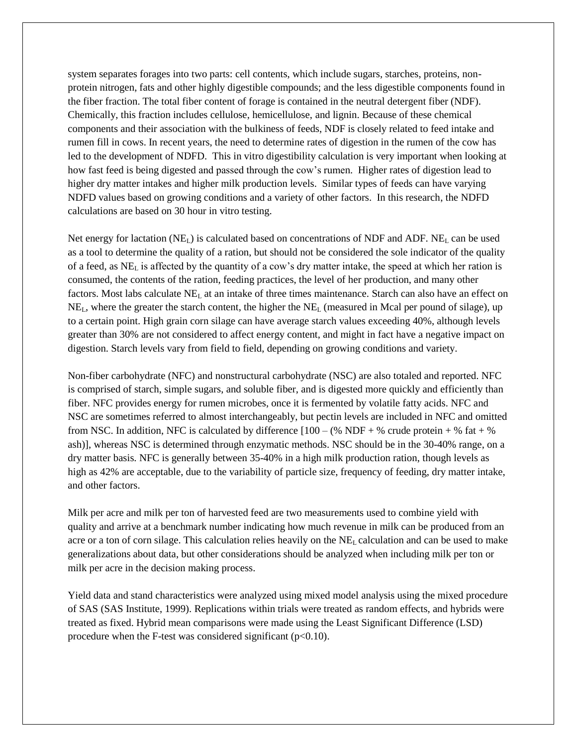system separates forages into two parts: cell contents, which include sugars, starches, proteins, non-protein nitrogen, fats and other highly digestible compounds; and the less digestible components found in the fiber fraction. The total fiber content of forage is contained in the neutral detergent fiber (NDF). Chemically, this fraction includes cellulose, hemicellulose, and lignin. Because of these chemical components and their association with the bulkiness of feeds, NDF is closely related to feed intake and rumen fill in cows. In recent years, the need to determine rates of digestion in the rumen of the cow has led to the development of NDFD. This in vitro digestibility calculation is very important when looking at how fast feed is being digested and passed through the cow's rumen. Higher rates of digestion lead to higher dry matter intakes and higher milk production levels. Similar types of feeds can have varying NDFD values based on growing conditions and a variety of other factors. In this research, the NDFD calculations are based on 30 hour in vitro testing.

Net energy for lactation ($NE_L$) is calculated based on concentrations of NDF and ADF. $NE_L$ can be used as a tool to determine the quality of a ration, but should not be considered the sole indicator of the quality of a feed, as $NE_L$ is affected by the quantity of a cow's dry matter intake, the speed at which her ration is consumed, the contents of the ration, feeding practices, the level of her production, and many other factors. Most labs calculate $NE_L$ at an intake of three times maintenance. Starch can also have an effect on $NE_L$, where the greater the starch content, the higher the $NE_L$ (measured in Mcal per pound of silage), up to a certain point. High grain corn silage can have average starch values exceeding 40%, although levels greater than 30% are not considered to affect energy content, and might in fact have a negative impact on digestion. Starch levels vary from field to field, depending on growing conditions and variety.

Non-fiber carbohydrate (NFC) and nonstructural carbohydrate (NSC) are also totaled and reported. NFC is comprised of starch, simple sugars, and soluble fiber, and is digested more quickly and efficiently than fiber. NFC provides energy for rumen microbes, once it is fermented by volatile fatty acids. NFC and NSC are sometimes referred to almost interchangeably, but pectin levels are included in NFC and omitted from NSC. In addition, NFC is calculated by difference [100 – (% NDF + % crude protein + % fat + % ash)], whereas NSC is determined through enzymatic methods. NSC should be in the 30-40% range, on a dry matter basis. NFC is generally between 35-40% in a high milk production ration, though levels as high as 42% are acceptable, due to the variability of particle size, frequency of feeding, dry matter intake, and other factors.

Milk per acre and milk per ton of harvested feed are two measurements used to combine yield with quality and arrive at a benchmark number indicating how much revenue in milk can be produced from an acre or a ton of corn silage. This calculation relies heavily on the $NE_L$ calculation and can be used to make generalizations about data, but other considerations should be analyzed when including milk per ton or milk per acre in the decision making process.

Yield data and stand characteristics were analyzed using mixed model analysis using the mixed procedure of SAS (SAS Institute, 1999). Replications within trials were treated as random effects, and hybrids were treated as fixed. Hybrid mean comparisons were made using the Least Significant Difference (LSD) procedure when the F-test was considered significant ($p<0.10$).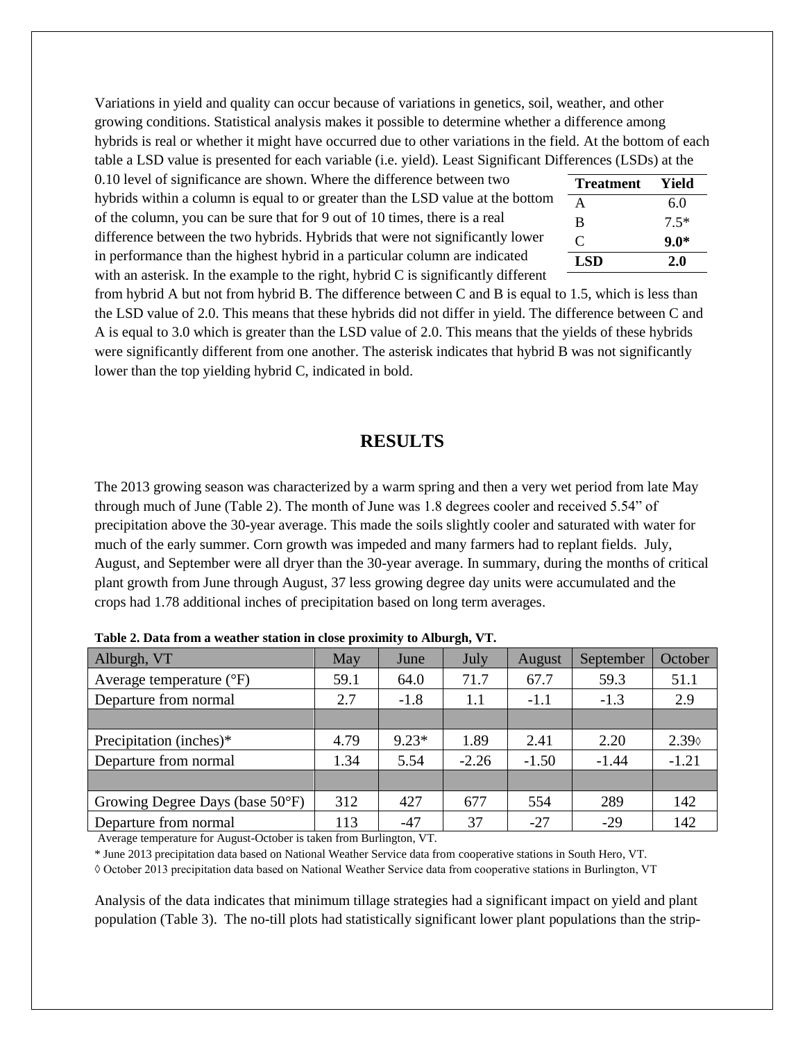Variations in yield and quality can occur because of variations in genetics, soil, weather, and other growing conditions. Statistical analysis makes it possible to determine whether a difference among hybrids is real or whether it might have occurred due to other variations in the field. At the bottom of each table a LSD value is presented for each variable (i.e. yield). Least Significant Differences (LSDs) at the 0.10 level of significance are shown. Where the difference between two hybrids within a column is equal to or greater than the LSD value at the bottom of the column, you can be sure that for 9 out of 10 times, there is a real difference between the two hybrids. Hybrids that were not significantly lower in performance than the highest hybrid in a particular column are indicated with an asterisk. In the example to the right, hybrid C is significantly different from hybrid A but not from hybrid B. The difference between C and B is equal to 1.5, which is less than the LSD value of 2.0. This means that these hybrids did not differ in yield. The difference between C and A is equal to 3.0 which is greater than the LSD value of 2.0. This means that the yields of these hybrids were significantly different from one another. The asterisk indicates that hybrid B was not significantly lower than the top yielding hybrid C, indicated in bold.

| Treatment | Yield |
|---|---|
| A | 6.0 |
| B | 7.5* |
| C | **9.0*** |
| **LSD** | **2.0** |

## RESULTS

The 2013 growing season was characterized by a warm spring and then a very wet period from late May through much of June (Table 2). The month of June was 1.8 degrees cooler and received 5.54" of precipitation above the 30-year average. This made the soils slightly cooler and saturated with water for much of the early summer. Corn growth was impeded and many farmers had to replant fields. July, August, and September were all dryer than the 30-year average. In summary, during the months of critical plant growth from June through August, 37 less growing degree day units were accumulated and the crops had 1.78 additional inches of precipitation based on long term averages.

**Table 2. Data from a weather station in close proximity to Alburgh, VT.**

| Alburgh, VT | May | June | July | August | September | October |
|---|---|---|---|---|---|---|
| Average temperature (°F) | 59.1 | 64.0 | 71.7 | 67.7 | 59.3 | 51.1 |
| Departure from normal | 2.7 | -1.8 | 1.1 | -1.1 | -1.3 | 2.9 |
| | | | | | | |
| Precipitation (inches)* | 4.79 | 9.23* | 1.89 | 2.41 | 2.20 | 2.39◊ |
| Departure from normal | 1.34 | 5.54 | -2.26 | -1.50 | -1.44 | -1.21 |
| | | | | | | |
| Growing Degree Days (base 50°F) | 312 | 427 | 677 | 554 | 289 | 142 |
| Departure from normal | 113 | -47 | 37 | -27 | -29 | 142 |

Average temperature for August-October is taken from Burlington, VT.

\* June 2013 precipitation data based on National Weather Service data from cooperative stations in South Hero, VT.

◊ October 2013 precipitation data based on National Weather Service data from cooperative stations in Burlington, VT

Analysis of the data indicates that minimum tillage strategies had a significant impact on yield and plant population (Table 3). The no-till plots had statistically significant lower plant populations than the strip-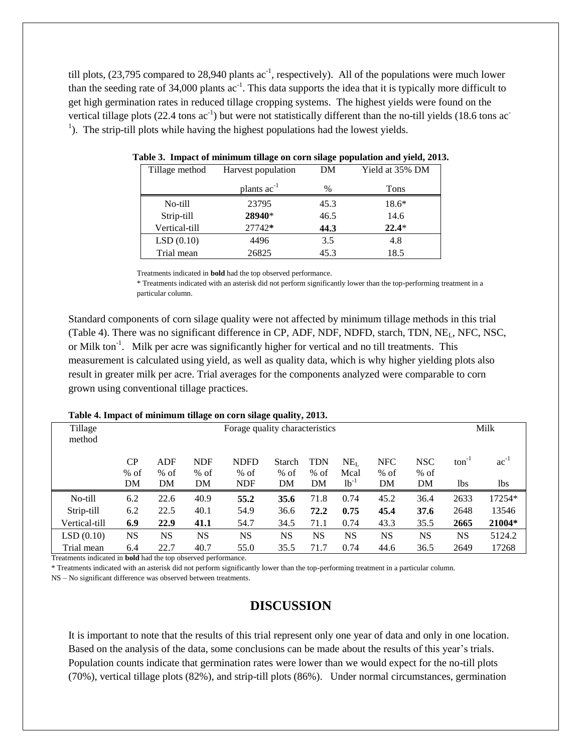till plots, (23,795 compared to 28,940 plants $ac^{-1}$, respectively). All of the populations were much lower than the seeding rate of 34,000 plants $ac^{-1}$. This data supports the idea that it is typically more difficult to get high germination rates in reduced tillage cropping systems. The highest yields were found on the vertical tillage plots (22.4 tons $ac^{-1}$) but were not statistically different than the no-till yields (18.6 tons $ac^{-1}$). The strip-till plots while having the highest populations had the lowest yields.

**Table 3. Impact of minimum tillage on corn silage population and yield, 2013.**

| Tillage method | Harvest population | DM | Yield at 35% DM |
|---|---|---|---|
| | plants $ac^{-1}$ | % | Tons |
| No-till | 23795 | 45.3 | 18.6* |
| Strip-till | **28940*** | 46.5 | 14.6 |
| Vertical-till | 27742* | **44.3** | **22.4*** |
| LSD (0.10) | 4496 | 3.5 | 4.8 |
| Trial mean | 26825 | 45.3 | 18.5 |

Treatments indicated in **bold** had the top observed performance.
* Treatments indicated with an asterisk did not perform significantly lower than the top-performing treatment in a particular column.

Standard components of corn silage quality were not affected by minimum tillage methods in this trial (Table 4). There was no significant difference in CP, ADF, NDF, NDFD, starch, TDN, $NE_L$, NFC, NSC, or Milk $ton^{-1}$. Milk per acre was significantly higher for vertical and no till treatments. This measurement is calculated using yield, as well as quality data, which is why higher yielding plots also result in greater milk per acre. Trial averages for the components analyzed were comparable to corn grown using conventional tillage practices.

**Table 4. Impact of minimum tillage on corn silage quality, 2013.**

| Tillage method | Forage quality characteristics | | | | | | | | | Milk | |
|---|---|---|---|---|---|---|---|---|---|---|---|
| | CP | ADF | NDF | NDFD | Starch | TDN | $NE_L$ | NFC | NSC | $ton^{-1}$ | $ac^{-1}$ |
| | % of DM | % of DM | % of DM | % of NDF | % of DM | % of DM | Mcal $lb^{-1}$ | % of DM | % of DM | lbs | lbs |
| No-till | 6.2 | 22.6 | 40.9 | **55.2** | **35.6** | 71.8 | 0.74 | 45.2 | 36.4 | 2633 | 17254* |
| Strip-till | 6.2 | 22.5 | 40.1 | 54.9 | 36.6 | **72.2** | **0.75** | **45.4** | **37.6** | 2648 | 13546 |
| Vertical-till | **6.9** | **22.9** | **41.1** | 54.7 | 34.5 | 71.1 | 0.74 | 43.3 | 35.5 | **2665** | **21004*** |
| LSD (0.10) | NS | NS | NS | NS | NS | NS | NS | NS | NS | NS | 5124.2 |
| Trial mean | 6.4 | 22.7 | 40.7 | 55.0 | 35.5 | 71.7 | 0.74 | 44.6 | 36.5 | 2649 | 17268 |

Treatments indicated in **bold** had the top observed performance.
* Treatments indicated with an asterisk did not perform significantly lower than the top-performing treatment in a particular column.
NS – No significant difference was observed between treatments.

## DISCUSSION

It is important to note that the results of this trial represent only one year of data and only in one location. Based on the analysis of the data, some conclusions can be made about the results of this year's trials. Population counts indicate that germination rates were lower than we would expect for the no-till plots (70%), vertical tillage plots (82%), and strip-till plots (86%). Under normal circumstances, germination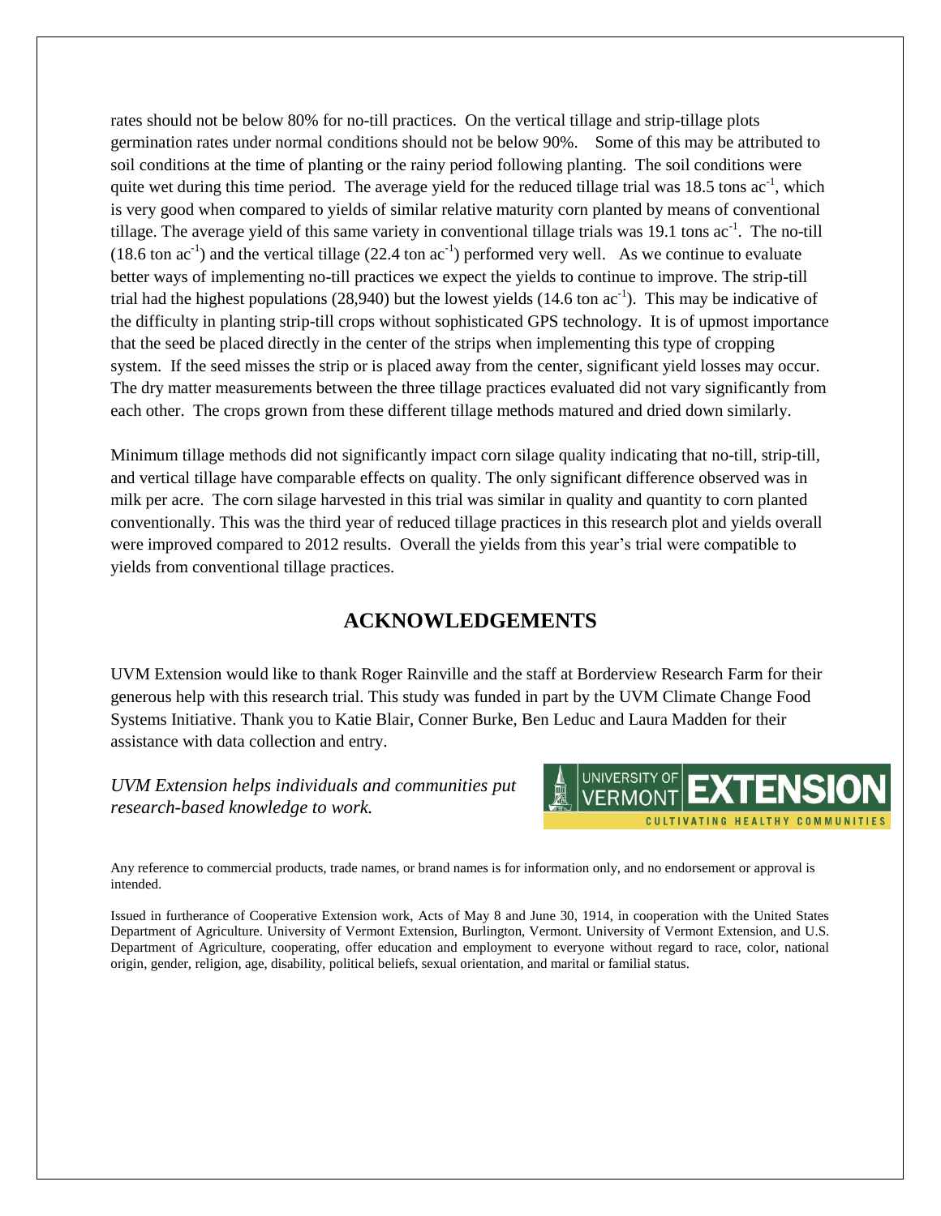rates should not be below 80% for no-till practices. On the vertical tillage and strip-tillage plots germination rates under normal conditions should not be below 90%. Some of this may be attributed to soil conditions at the time of planting or the rainy period following planting. The soil conditions were quite wet during this time period. The average yield for the reduced tillage trial was 18.5 tons $ac^{-1}$, which is very good when compared to yields of similar relative maturity corn planted by means of conventional tillage. The average yield of this same variety in conventional tillage trials was 19.1 tons $ac^{-1}$. The no-till (18.6 ton $ac^{-1}$) and the vertical tillage (22.4 ton $ac^{-1}$) performed very well. As we continue to evaluate better ways of implementing no-till practices we expect the yields to continue to improve. The strip-till trial had the highest populations (28,940) but the lowest yields (14.6 ton $ac^{-1}$). This may be indicative of the difficulty in planting strip-till crops without sophisticated GPS technology. It is of upmost importance that the seed be placed directly in the center of the strips when implementing this type of cropping system. If the seed misses the strip or is placed away from the center, significant yield losses may occur. The dry matter measurements between the three tillage practices evaluated did not vary significantly from each other. The crops grown from these different tillage methods matured and dried down similarly.

Minimum tillage methods did not significantly impact corn silage quality indicating that no-till, strip-till, and vertical tillage have comparable effects on quality. The only significant difference observed was in milk per acre. The corn silage harvested in this trial was similar in quality and quantity to corn planted conventionally. This was the third year of reduced tillage practices in this research plot and yields overall were improved compared to 2012 results. Overall the yields from this year's trial were compatible to yields from conventional tillage practices.

## ACKNOWLEDGEMENTS

UVM Extension would like to thank Roger Rainville and the staff at Borderview Research Farm for their generous help with this research trial. This study was funded in part by the UVM Climate Change Food Systems Initiative. Thank you to Katie Blair, Conner Burke, Ben Leduc and Laura Madden for their assistance with data collection and entry.

*UVM Extension helps individuals and communities put research-based knowledge to work.*

UNIVERSITY OF VERMONT EXTENSION
CULTIVATING HEALTHY COMMUNITIES

Any reference to commercial products, trade names, or brand names is for information only, and no endorsement or approval is intended.

Issued in furtherance of Cooperative Extension work, Acts of May 8 and June 30, 1914, in cooperation with the United States Department of Agriculture. University of Vermont Extension, Burlington, Vermont. University of Vermont Extension, and U.S. Department of Agriculture, cooperating, offer education and employment to everyone without regard to race, color, national origin, gender, religion, age, disability, political beliefs, sexual orientation, and marital or familial status.